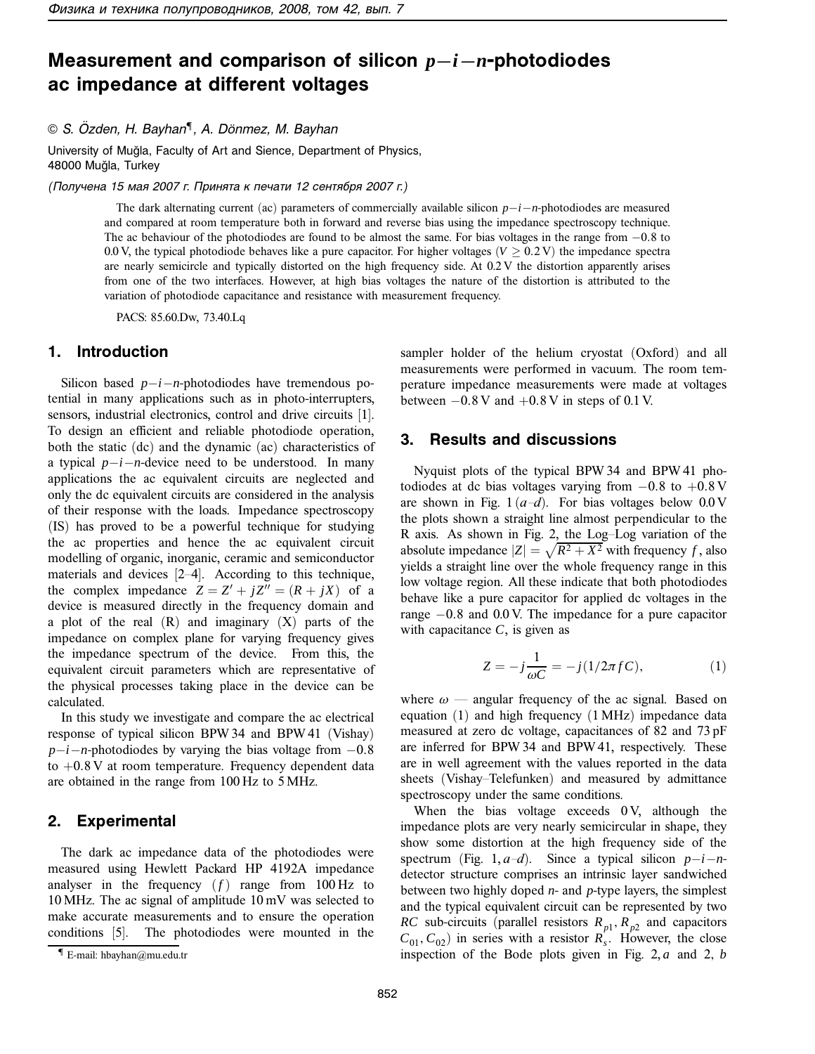# Measurement and comparison of silicon $p-i-n$-photodiodes ac impedance at different voltages

© S. Özden, H. Bayhan[¶], A. Dönmez, M. Bayhan

University of Muğla, Faculty of Art and Sience, Department of Physics, 48000 Muğla, Turkey

*(Получена 15 мая 2007 г. Принята к печати 12 сентября 2007 г.)*

The dark alternating current (ac) parameters of commercially available silicon $p-i-n$-photodiodes are measured and compared at room temperature both in forward and reverse bias using the impedance spectroscopy technique. The ac behaviour of the photodiodes are found to be almost the same. For bias voltages in the range from $-0.8$ to 0.0 V, the typical photodiode behaves like a pure capacitor. For higher voltages ($V \geq 0.2$ V) the impedance spectra are nearly semicircle and typically distorted on the high frequency side. At 0.2 V the distortion apparently arises from one of the two interfaces. However, at high bias voltages the nature of the distortion is attributed to the variation of photodiode capacitance and resistance with measurement frequency.

PACS: 85.60.Dw, 73.40.Lq

## 1. Introduction

Silicon based $p-i-n$-photodiodes have tremendous potential in many applications such as in photo-interrupters, sensors, industrial electronics, control and drive circuits [1]. To design an efficient and reliable photodiode operation, both the static (dc) and the dynamic (ac) characteristics of a typical $p-i-n$-device need to be understood. In many applications the ac equivalent circuits are neglected and only the dc equivalent circuits are considered in the analysis of their response with the loads. Impedance spectroscopy (IS) has proved to be a powerful technique for studying the ac properties and hence the ac equivalent circuit modelling of organic, inorganic, ceramic and semiconductor materials and devices [2–4]. According to this technique, the complex impedance $Z = Z' + jZ'' = (R + jX)$ of a device is measured directly in the frequency domain and a plot of the real (R) and imaginary (X) parts of the impedance on complex plane for varying frequency gives the impedance spectrum of the device. From this, the equivalent circuit parameters which are representative of the physical processes taking place in the device can be calculated.

In this study we investigate and compare the ac electrical response of typical silicon BPW 34 and BPW 41 (Vishay) $p-i-n$-photodiodes by varying the bias voltage from $-0.8$ to $+0.8$ V at room temperature. Frequency dependent data are obtained in the range from 100 Hz to 5 MHz.

## 2. Experimental

The dark ac impedance data of the photodiodes were measured using Hewlett Packard HP 4192A impedance analyser in the frequency ($f$) range from 100 Hz to 10 MHz. The ac signal of amplitude 10 mV was selected to make accurate measurements and to ensure the operation conditions [5]. The photodiodes were mounted in the sampler holder of the helium cryostat (Oxford) and all measurements were performed in vacuum. The room temperature impedance measurements were made at voltages between $-0.8$ V and $+0.8$ V in steps of 0.1 V.

## 3. Results and discussions

Nyquist plots of the typical BPW 34 and BPW 41 photodiodes at dc bias voltages varying from $-0.8$ to $+0.8$ V are shown in Fig. 1 ($a$–$d$). For bias voltages below 0.0 V the plots shown a straight line almost perpendicular to the R axis. As shown in Fig. 2, the Log–Log variation of the absolute impedance $|Z| = \sqrt{R^2 + X^2}$ with frequency $f$, also yields a straight line over the whole frequency range in this low voltage region. All these indicate that both photodiodes behave like a pure capacitor for applied dc voltages in the range $-0.8$ and 0.0 V. The impedance for a pure capacitor with capacitance $C$, is given as

$$Z = -j\frac{1}{\omega C} = -j(1/2\pi fC), \tag{1}$$

where $\omega$ — angular frequency of the ac signal. Based on equation (1) and high frequency (1 MHz) impedance data measured at zero dc voltage, capacitances of 82 and 73 pF are inferred for BPW 34 and BPW 41, respectively. These are in well agreement with the values reported in the data sheets (Vishay–Telefunken) and measured by admittance spectroscopy under the same conditions.

When the bias voltage exceeds 0 V, although the impedance plots are very nearly semicircular in shape, they show some distortion at the high frequency side of the spectrum (Fig. 1, $a$–$d$). Since a typical silicon $p-i-n$-detector structure comprises an intrinsic layer sandwiched between two highly doped $n$- and $p$-type layers, the simplest and the typical equivalent circuit can be represented by two $RC$ sub-circuits (parallel resistors $R_{p1}$, $R_{p2}$ and capacitors $C_{01}$, $C_{02}$) in series with a resistor $R_s$. However, the close inspection of the Bode plots given in Fig. 2, $a$ and 2, $b$

[¶] E-mail: hbayhan@mu.edu.tr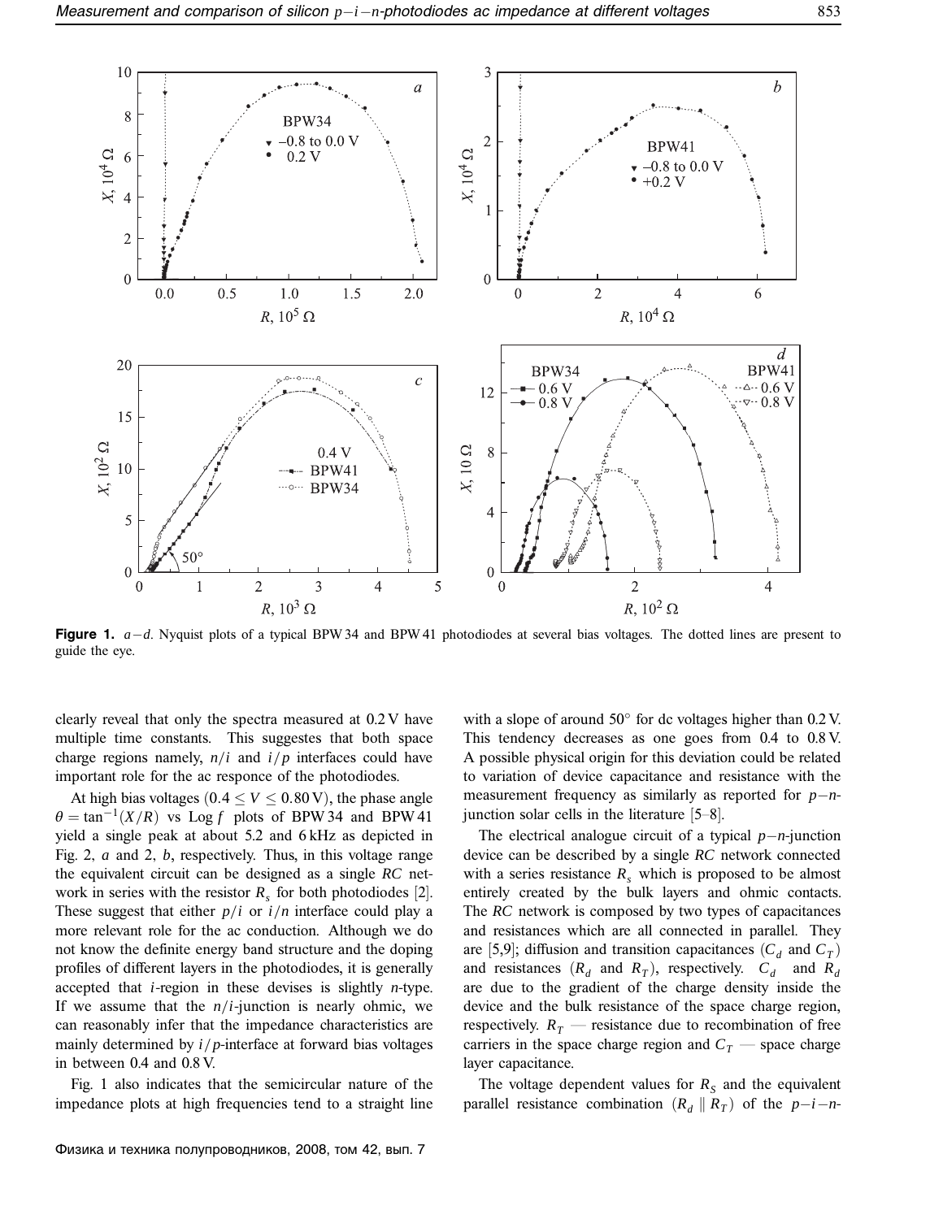**Figure 1.** $a-d$. Nyquist plots of a typical BPW 34 and BPW 41 photodiodes at several bias voltages. The dotted lines are present to guide the eye.

clearly reveal that only the spectra measured at 0.2 V have multiple time constants. This suggestes that both space charge regions namely, $n/i$ and $i/p$ interfaces could have important role for the ac responce of the photodiodes.

At high bias voltages ($0.4 \leq V \leq 0.80$ V), the phase angle $\theta = \tan^{-1}(X/R)$ vs $\text{Log}\, f$ plots of BPW 34 and BPW 41 yield a single peak at about 5.2 and 6 kHz as depicted in Fig. 2, *a* and 2, *b*, respectively. Thus, in this voltage range the equivalent circuit can be designed as a single *RC* network in series with the resistor $R_s$ for both photodiodes [2]. These suggest that either $p/i$ or $i/n$ interface could play a more relevant role for the ac conduction. Although we do not know the definite energy band structure and the doping profiles of different layers in the photodiodes, it is generally accepted that *i*-region in these devises is slightly *n*-type. If we assume that the $n/i$-junction is nearly ohmic, we can reasonably infer that the impedance characteristics are mainly determined by $i/p$-interface at forward bias voltages in between 0.4 and 0.8 V.

Fig. 1 also indicates that the semicircular nature of the impedance plots at high frequencies tend to a straight line with a slope of around 50° for dc voltages higher than 0.2 V. This tendency decreases as one goes from 0.4 to 0.8 V. A possible physical origin for this deviation could be related to variation of device capacitance and resistance with the measurement frequency as similarly as reported for $p-n$-junction solar cells in the literature [5–8].

The electrical analogue circuit of a typical $p-n$-junction device can be described by a single *RC* network connected with a series resistance $R_s$ which is proposed to be almost entirely created by the bulk layers and ohmic contacts. The *RC* network is composed by two types of capacitances and resistances which are all connected in parallel. They are [5,9]; diffusion and transition capacitances ($C_d$ and $C_T$) and resistances ($R_d$ and $R_T$), respectively. $C_d$ and $R_d$ are due to the gradient of the charge density inside the device and the bulk resistance of the space charge region, respectively. $R_T$ — resistance due to recombination of free carriers in the space charge region and $C_T$ — space charge layer capacitance.

The voltage dependent values for $R_S$ and the equivalent parallel resistance combination ($R_d \parallel R_T$) of the $p-i-n$-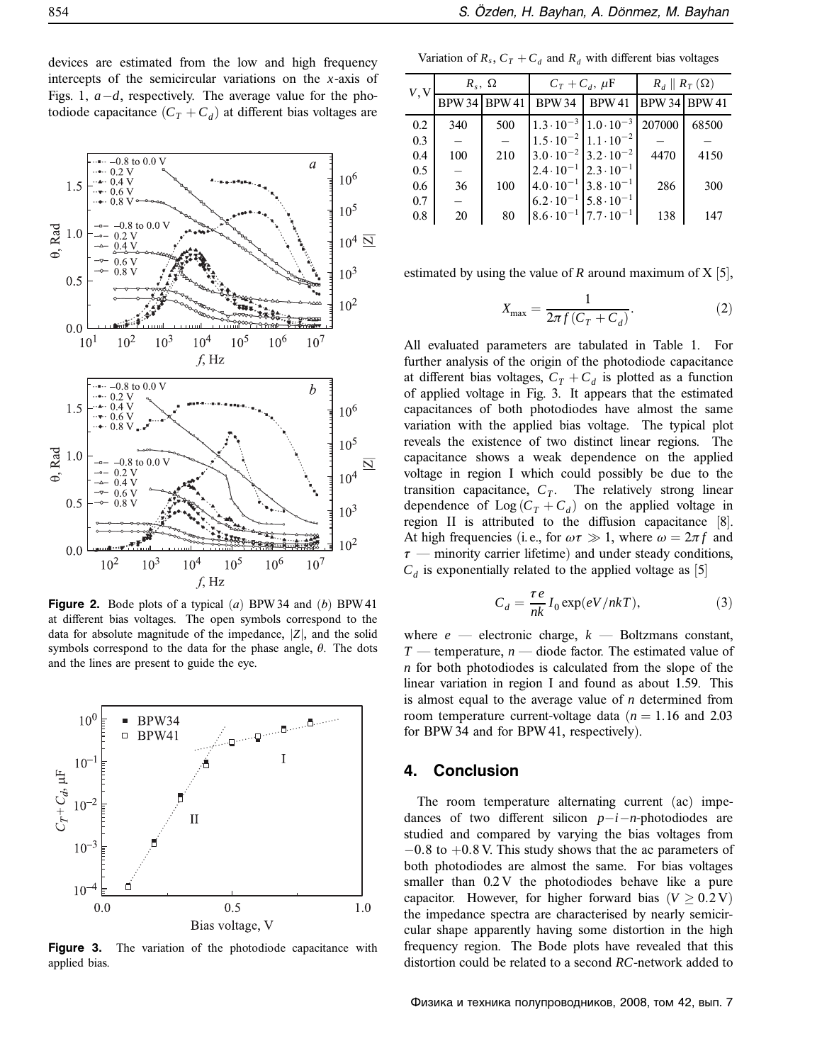devices are estimated from the low and high frequency intercepts of the semicircular variations on the $x$-axis of Figs. 1, $a-d$, respectively. The average value for the photodiode capacitance ($C_T + C_d$) at different bias voltages are

Figure 2. Bode plots of a typical ($a$) BPW 34 and ($b$) BPW 41 at different bias voltages. The open symbols correspond to the data for absolute magnitude of the impedance, $|Z|$, and the solid symbols correspond to the data for the phase angle, $\theta$. The dots and the lines are present to guide the eye.

Figure 3. The variation of the photodiode capacitance with applied bias.

Variation of $R_s$, $C_T + C_d$ and $R_d$ with different bias voltages

| $V$, V | $R_s$, $\Omega$ | | $C_T + C_d$, $\mu$F | | $R_d \parallel R_T$ ($\Omega$) | |
|---|---|---|---|---|---|---|
| | BPW 34 | BPW 41 | BPW 34 | BPW 41 | BPW 34 | BPW 41 |
| 0.2 | 340 | 500 | $1.3 \cdot 10^{-3}$ | $1.0 \cdot 10^{-3}$ | 207000 | 68500 |
| 0.3 | – | – | $1.5 \cdot 10^{-2}$ | $1.1 \cdot 10^{-2}$ | – | – |
| 0.4 | 100 | 210 | $3.0 \cdot 10^{-2}$ | $3.2 \cdot 10^{-2}$ | 4470 | 4150 |
| 0.5 | – | | $2.4 \cdot 10^{-1}$ | $2.3 \cdot 10^{-1}$ | | |
| 0.6 | 36 | 100 | $4.0 \cdot 10^{-1}$ | $3.8 \cdot 10^{-1}$ | 286 | 300 |
| 0.7 | – | | $6.2 \cdot 10^{-1}$ | $5.8 \cdot 10^{-1}$ | | |
| 0.8 | 20 | 80 | $8.6 \cdot 10^{-1}$ | $7.7 \cdot 10^{-1}$ | 138 | 147 |

estimated by using the value of $R$ around maximum of X [5],

$$X_{\max} = \frac{1}{2\pi f (C_T + C_d)}. \tag{2}$$

All evaluated parameters are tabulated in Table 1. For further analysis of the origin of the photodiode capacitance at different bias voltages, $C_T + C_d$ is plotted as a function of applied voltage in Fig. 3. It appears that the estimated capacitances of both photodiodes have almost the same variation with the applied bias voltage. The typical plot reveals the existence of two distinct linear regions. The capacitance shows a weak dependence on the applied voltage in region I which could possibly be due to the transition capacitance, $C_T$. The relatively strong linear dependence of $\mathrm{Log}\,(C_T + C_d)$ on the applied voltage in region II is attributed to the diffusion capacitance [8]. At high frequencies (i.e., for $\omega\tau \gg 1$, where $\omega = 2\pi f$ and $\tau$ — minority carrier lifetime) and under steady conditions, $C_d$ is exponentially related to the applied voltage as [5]

$$C_d = \frac{\tau e}{nk} I_0 \exp(eV/nkT), \tag{3}$$

where $e$ — electronic charge, $k$ — Boltzmans constant, $T$ — temperature, $n$ — diode factor. The estimated value of $n$ for both photodiodes is calculated from the slope of the linear variation in region I and found as about 1.59. This is almost equal to the average value of $n$ determined from room temperature current-voltage data ($n = 1.16$ and 2.03 for BPW 34 and for BPW 41, respectively).

## 4. Conclusion

The room temperature alternating current (ac) impedances of two different silicon $p-i-n$-photodiodes are studied and compared by varying the bias voltages from $-0.8$ to $+0.8$ V. This study shows that the ac parameters of both photodiodes are almost the same. For bias voltages smaller than 0.2 V the photodiodes behave like a pure capacitor. However, for higher forward bias ($V \geq 0.2$ V) the impedance spectra are characterised by nearly semicircular shape apparently having some distortion in the high frequency region. The Bode plots have revealed that this distortion could be related to a second $RC$-network added to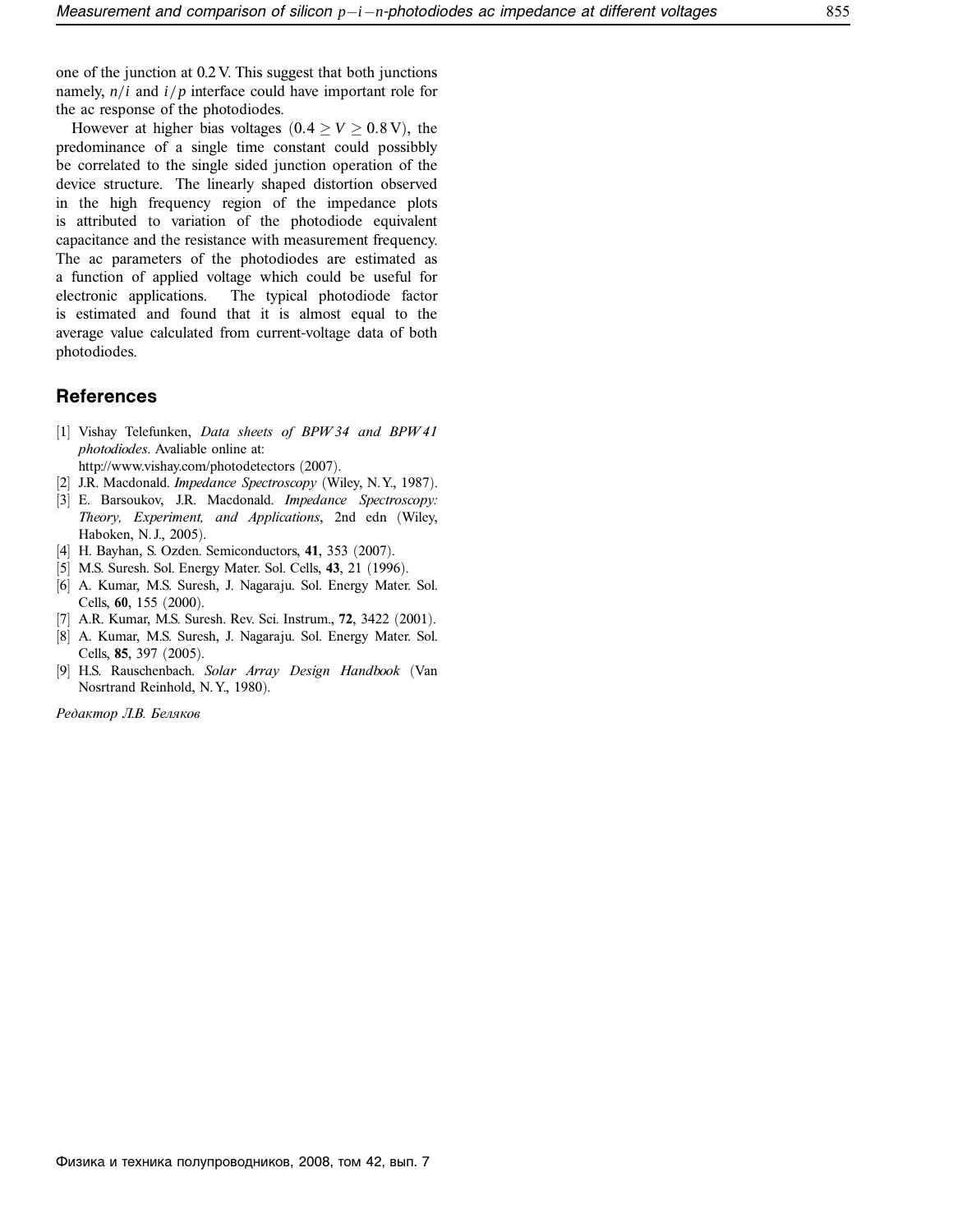one of the junction at 0.2 V. This suggest that both junctions namely, $n/i$ and $i/p$ interface could have important role for the ac response of the photodiodes.

However at higher bias voltages $(0.4 \ge V \ge 0.8\,\mathrm{V})$, the predominance of a single time constant could possibbly be correlated to the single sided junction operation of the device structure. The linearly shaped distortion observed in the high frequency region of the impedance plots is attributed to variation of the photodiode equivalent capacitance and the resistance with measurement frequency. The ac parameters of the photodiodes are estimated as a function of applied voltage which could be useful for electronic applications. The typical photodiode factor is estimated and found that it is almost equal to the average value calculated from current-voltage data of both photodiodes.

## References

[1] Vishay Telefunken, *Data sheets of BPW 34 and BPW 41 photodiodes*. Avaliable online at: http://www.vishay.com/photodetectors (2007).

[2] J.R. Macdonald. *Impedance Spectroscopy* (Wiley, N.Y., 1987).

[3] E. Barsoukov, J.R. Macdonald. *Impedance Spectroscopy: Theory, Experiment, and Applications*, 2nd edn (Wiley, Haboken, N.J., 2005).

[4] H. Bayhan, S. Ozden. Semiconductors, **41**, 353 (2007).

[5] M.S. Suresh. Sol. Energy Mater. Sol. Cells, **43**, 21 (1996).

[6] A. Kumar, M.S. Suresh, J. Nagaraju. Sol. Energy Mater. Sol. Cells, **60**, 155 (2000).

[7] A.R. Kumar, M.S. Suresh. Rev. Sci. Instrum., **72**, 3422 (2001).

[8] A. Kumar, M.S. Suresh, J. Nagaraju. Sol. Energy Mater. Sol. Cells, **85**, 397 (2005).

[9] H.S. Rauschenbach. *Solar Array Design Handbook* (Van Nosrtrand Reinhold, N.Y., 1980).

*Редактор Л.В. Беляков*